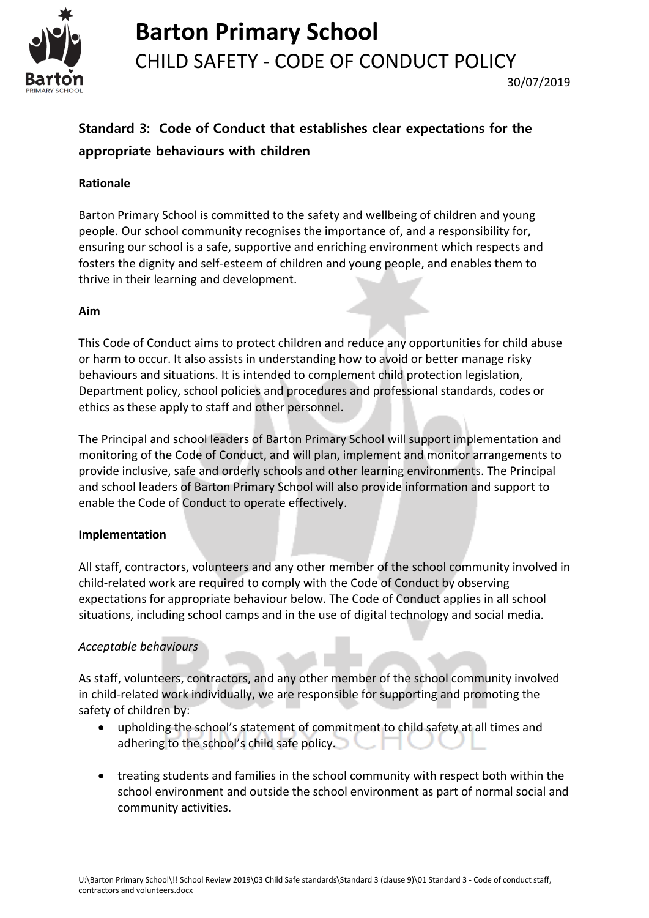# Barton Primary School

CHILD SAFETY - CODE OF CONDUCT POLICY

30/07/2019

## Standard 3: Code of Conduct that establishes clear expectations for the appropriate behaviours with children

### Rationale

Barton Primary School is committed to the safety and wellbeing of children and young people. Our school community recognises the importance of, and a responsibility for, ensuring our school is a safe, supportive and enriching environment which respects and fosters the dignity and self-esteem of children and young people, and enables them to thrive in their learning and development.

### Aim

This Code of Conduct aims to protect children and reduce any opportunities for child abuse or harm to occur. It also assists in understanding how to avoid or better manage risky behaviours and situations. It is intended to complement child protection legislation, Department policy, school policies and procedures and professional standards, codes or ethics as these apply to staff and other personnel.

The Principal and school leaders of Barton Primary School will support implementation and monitoring of the Code of Conduct, and will plan, implement and monitor arrangements to provide inclusive, safe and orderly schools and other learning environments. The Principal and school leaders of Barton Primary School will also provide information and support to enable the Code of Conduct to operate effectively.

### Implementation

All staff, contractors, volunteers and any other member of the school community involved in child-related work are required to comply with the Code of Conduct by observing expectations for appropriate behaviour below. The Code of Conduct applies in all school situations, including school camps and in the use of digital technology and social media.

*Acceptable behaviours*

As staff, volunteers, contractors, and any other member of the school community involved in child-related work individually, we are responsible for supporting and promoting the safety of children by:

- upholding the school's statement of commitment to child safety at all times and adhering to the school's child safe policy.
- treating students and families in the school community with respect both within the school environment and outside the school environment as part of normal social and community activities.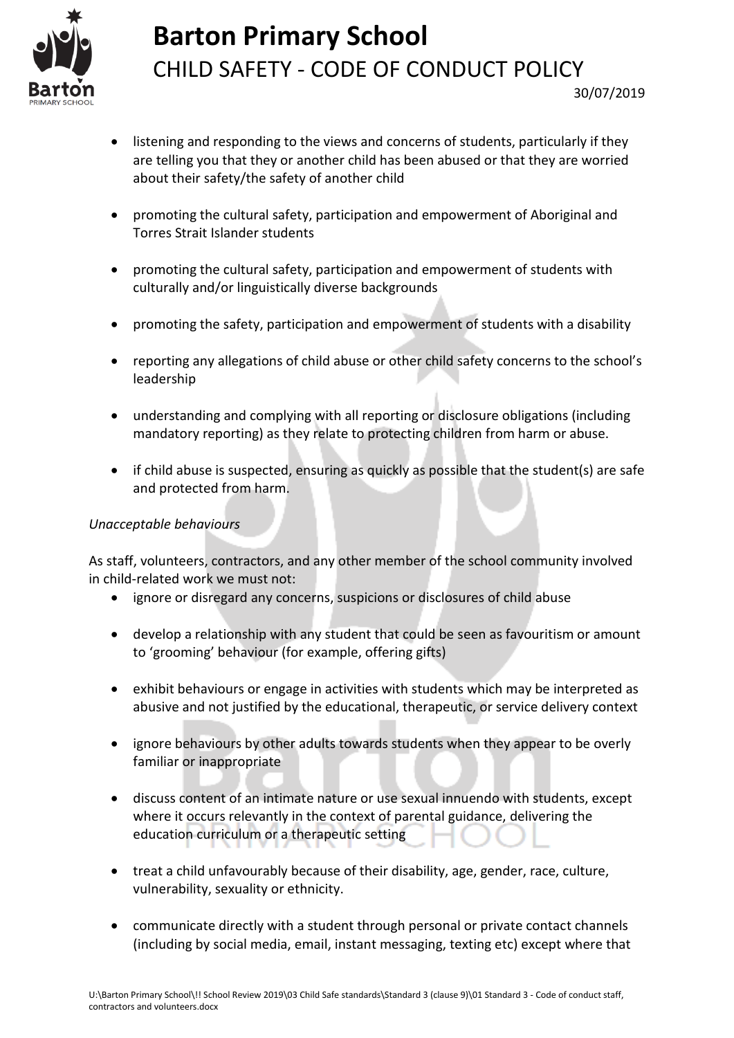- listening and responding to the views and concerns of students, particularly if they are telling you that they or another child has been abused or that they are worried about their safety/the safety of another child

- promoting the cultural safety, participation and empowerment of Aboriginal and Torres Strait Islander students

- promoting the cultural safety, participation and empowerment of students with culturally and/or linguistically diverse backgrounds

- promoting the safety, participation and empowerment of students with a disability

- reporting any allegations of child abuse or other child safety concerns to the school's leadership

- understanding and complying with all reporting or disclosure obligations (including mandatory reporting) as they relate to protecting children from harm or abuse.

- if child abuse is suspected, ensuring as quickly as possible that the student(s) are safe and protected from harm.

*Unacceptable behaviours*

As staff, volunteers, contractors, and any other member of the school community involved in child-related work we must not:

- ignore or disregard any concerns, suspicions or disclosures of child abuse

- develop a relationship with any student that could be seen as favouritism or amount to 'grooming' behaviour (for example, offering gifts)

- exhibit behaviours or engage in activities with students which may be interpreted as abusive and not justified by the educational, therapeutic, or service delivery context

- ignore behaviours by other adults towards students when they appear to be overly familiar or inappropriate

- discuss content of an intimate nature or use sexual innuendo with students, except where it occurs relevantly in the context of parental guidance, delivering the education curriculum or a therapeutic setting

- treat a child unfavourably because of their disability, age, gender, race, culture, vulnerability, sexuality or ethnicity.

- communicate directly with a student through personal or private contact channels (including by social media, email, instant messaging, texting etc) except where that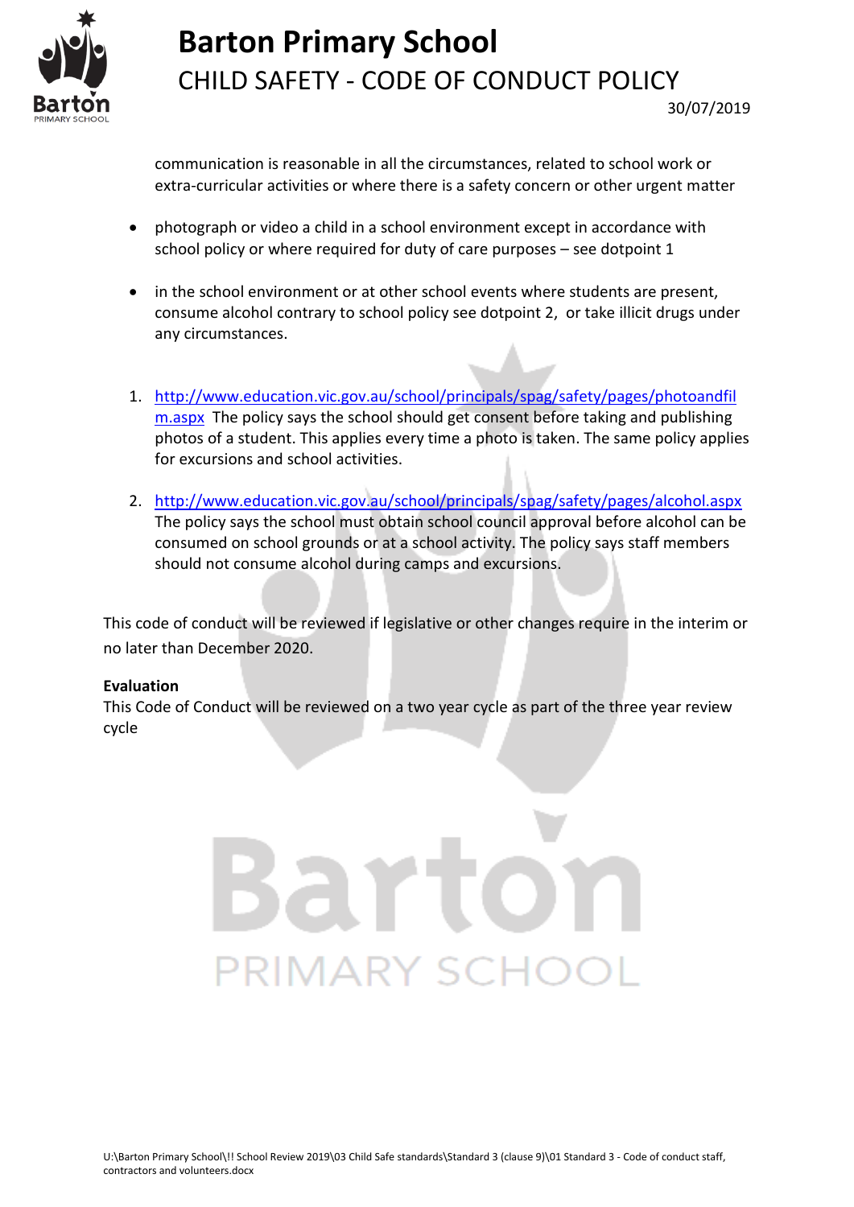communication is reasonable in all the circumstances, related to school work or extra-curricular activities or where there is a safety concern or other urgent matter

- photograph or video a child in a school environment except in accordance with school policy or where required for duty of care purposes – see dotpoint 1
- in the school environment or at other school events where students are present, consume alcohol contrary to school policy see dotpoint 2, or take illicit drugs under any circumstances.

1. http://www.education.vic.gov.au/school/principals/spag/safety/pages/photoandfilm.aspx The policy says the school should get consent before taking and publishing photos of a student. This applies every time a photo is taken. The same policy applies for excursions and school activities.
2. http://www.education.vic.gov.au/school/principals/spag/safety/pages/alcohol.aspx The policy says the school must obtain school council approval before alcohol can be consumed on school grounds or at a school activity. The policy says staff members should not consume alcohol during camps and excursions.

This code of conduct will be reviewed if legislative or other changes require in the interim or no later than December 2020.

**Evaluation**
This Code of Conduct will be reviewed on a two year cycle as part of the three year review cycle